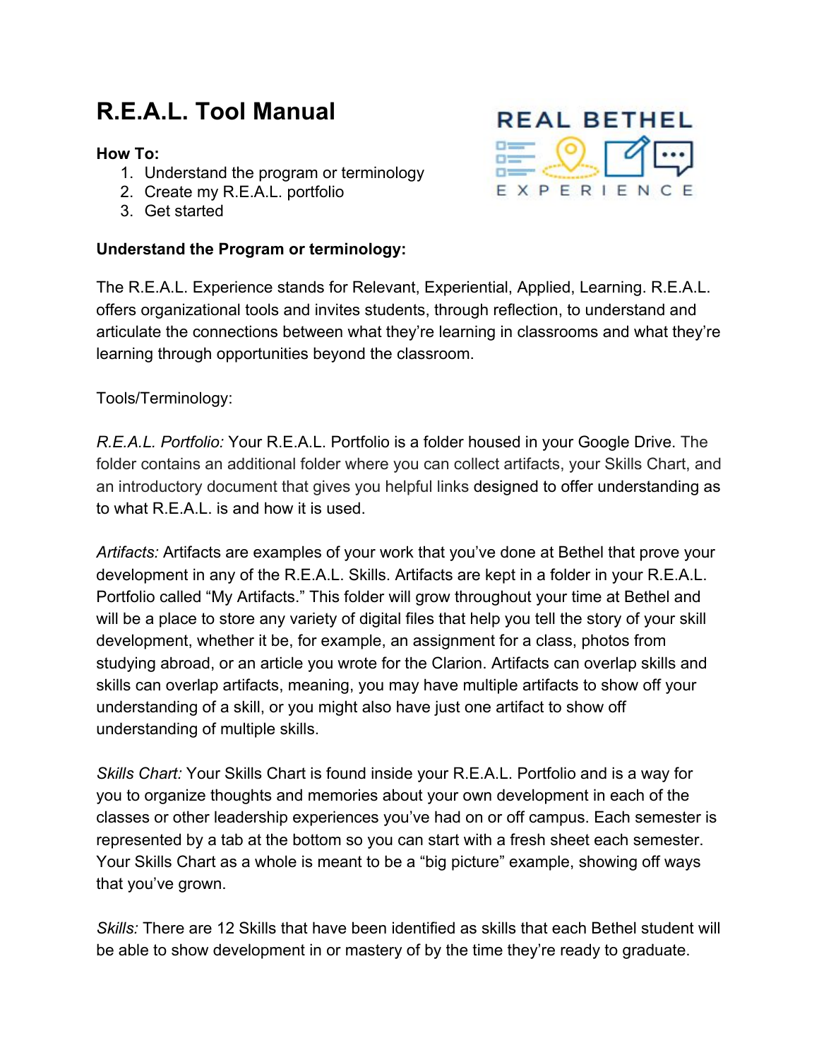# R.E.A.L. Tool Manual

**How To:**

1. Understand the program or terminology
2. Create my R.E.A.L. portfolio
3. Get started

**Understand the Program or terminology:**

The R.E.A.L. Experience stands for Relevant, Experiential, Applied, Learning. R.E.A.L. offers organizational tools and invites students, through reflection, to understand and articulate the connections between what they're learning in classrooms and what they're learning through opportunities beyond the classroom.

Tools/Terminology:

*R.E.A.L. Portfolio:* Your R.E.A.L. Portfolio is a folder housed in your Google Drive. The folder contains an additional folder where you can collect artifacts, your Skills Chart, and an introductory document that gives you helpful links designed to offer understanding as to what R.E.A.L. is and how it is used.

*Artifacts:* Artifacts are examples of your work that you've done at Bethel that prove your development in any of the R.E.A.L. Skills. Artifacts are kept in a folder in your R.E.A.L. Portfolio called "My Artifacts." This folder will grow throughout your time at Bethel and will be a place to store any variety of digital files that help you tell the story of your skill development, whether it be, for example, an assignment for a class, photos from studying abroad, or an article you wrote for the Clarion. Artifacts can overlap skills and skills can overlap artifacts, meaning, you may have multiple artifacts to show off your understanding of a skill, or you might also have just one artifact to show off understanding of multiple skills.

*Skills Chart:* Your Skills Chart is found inside your R.E.A.L. Portfolio and is a way for you to organize thoughts and memories about your own development in each of the classes or other leadership experiences you've had on or off campus. Each semester is represented by a tab at the bottom so you can start with a fresh sheet each semester. Your Skills Chart as a whole is meant to be a "big picture" example, showing off ways that you've grown.

*Skills:* There are 12 Skills that have been identified as skills that each Bethel student will be able to show development in or mastery of by the time they're ready to graduate.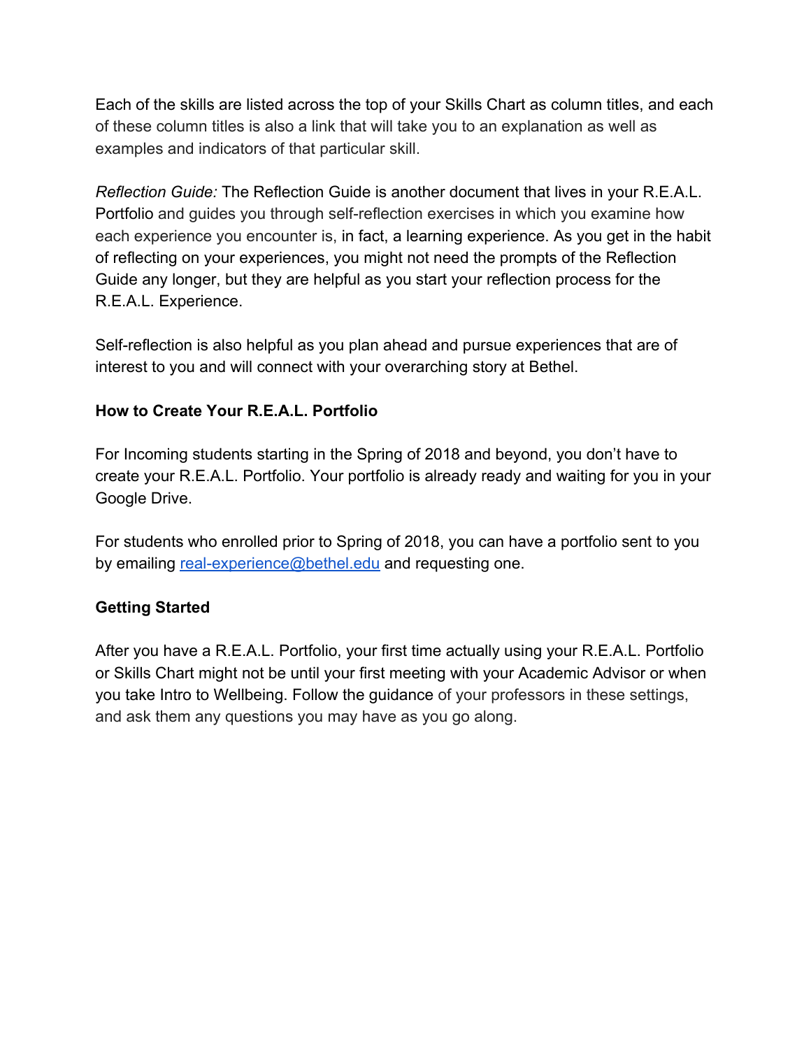Each of the skills are listed across the top of your Skills Chart as column titles, and each of these column titles is also a link that will take you to an explanation as well as examples and indicators of that particular skill.

*Reflection Guide:* The Reflection Guide is another document that lives in your R.E.A.L. Portfolio and guides you through self-reflection exercises in which you examine how each experience you encounter is, in fact, a learning experience. As you get in the habit of reflecting on your experiences, you might not need the prompts of the Reflection Guide any longer, but they are helpful as you start your reflection process for the R.E.A.L. Experience.

Self-reflection is also helpful as you plan ahead and pursue experiences that are of interest to you and will connect with your overarching story at Bethel.

**How to Create Your R.E.A.L. Portfolio**

For Incoming students starting in the Spring of 2018 and beyond, you don't have to create your R.E.A.L. Portfolio. Your portfolio is already ready and waiting for you in your Google Drive.

For students who enrolled prior to Spring of 2018, you can have a portfolio sent to you by emailing [real-experience@bethel.edu](mailto:real-experience@bethel.edu) and requesting one.

**Getting Started**

After you have a R.E.A.L. Portfolio, your first time actually using your R.E.A.L. Portfolio or Skills Chart might not be until your first meeting with your Academic Advisor or when you take Intro to Wellbeing. Follow the guidance of your professors in these settings, and ask them any questions you may have as you go along.